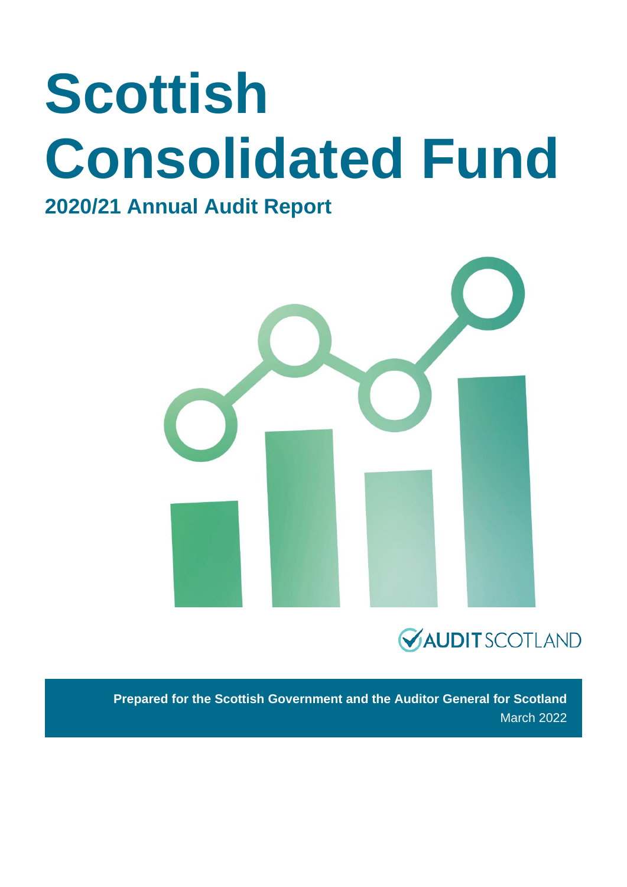# Scottish Consolidated Fund

## 2020/21 Annual Audit Report

AUDIT SCOTLAND

**Prepared for the Scottish Government and the Auditor General for Scotland**

March 2022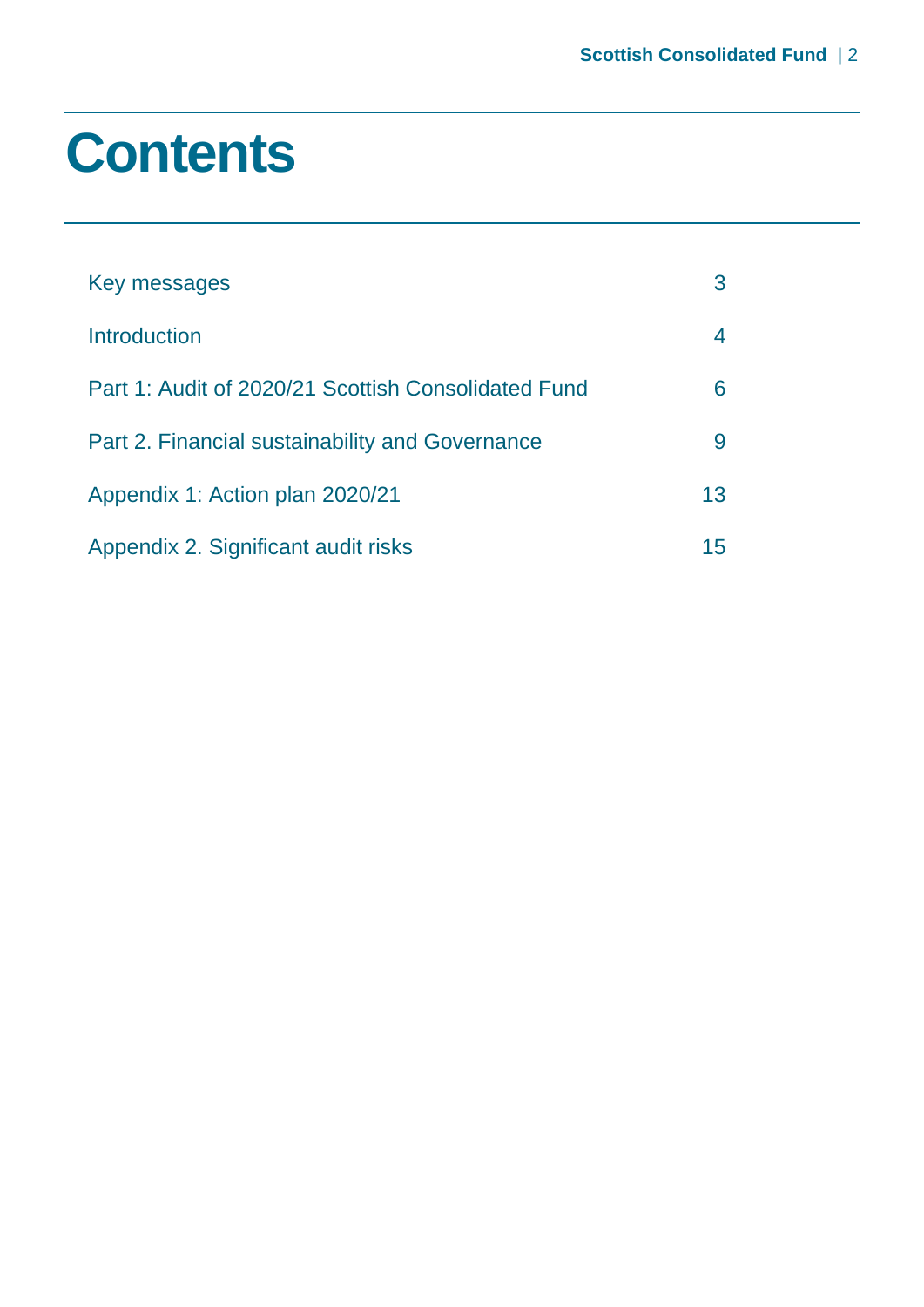# Contents

| | |
|---|---|
| Key messages | 3 |
| Introduction | 4 |
| Part 1: Audit of 2020/21 Scottish Consolidated Fund | 6 |
| Part 2. Financial sustainability and Governance | 9 |
| Appendix 1: Action plan 2020/21 | 13 |
| Appendix 2. Significant audit risks | 15 |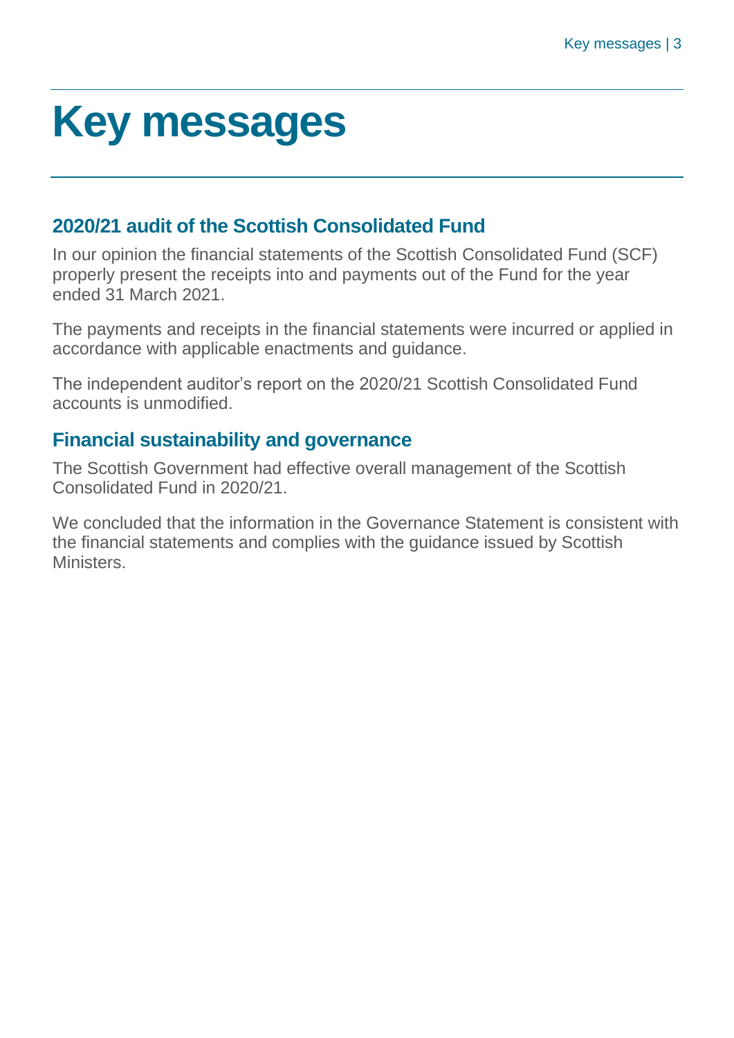# Key messages

## 2020/21 audit of the Scottish Consolidated Fund

In our opinion the financial statements of the Scottish Consolidated Fund (SCF) properly present the receipts into and payments out of the Fund for the year ended 31 March 2021.

The payments and receipts in the financial statements were incurred or applied in accordance with applicable enactments and guidance.

The independent auditor's report on the 2020/21 Scottish Consolidated Fund accounts is unmodified.

## Financial sustainability and governance

The Scottish Government had effective overall management of the Scottish Consolidated Fund in 2020/21.

We concluded that the information in the Governance Statement is consistent with the financial statements and complies with the guidance issued by Scottish Ministers.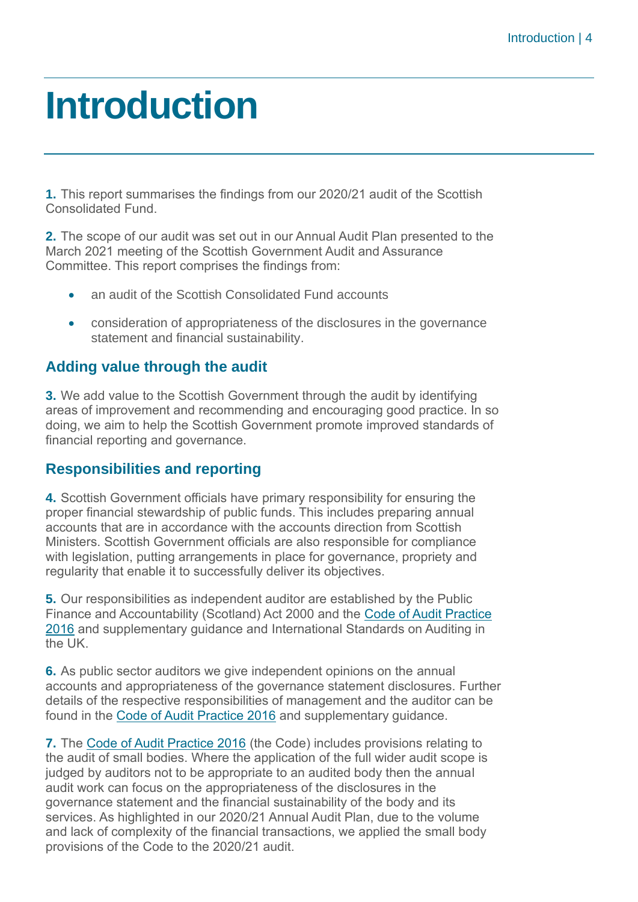# Introduction

**1.** This report summarises the findings from our 2020/21 audit of the Scottish Consolidated Fund.

**2.** The scope of our audit was set out in our Annual Audit Plan presented to the March 2021 meeting of the Scottish Government Audit and Assurance Committee. This report comprises the findings from:

- an audit of the Scottish Consolidated Fund accounts
- consideration of appropriateness of the disclosures in the governance statement and financial sustainability.

## Adding value through the audit

**3.** We add value to the Scottish Government through the audit by identifying areas of improvement and recommending and encouraging good practice. In so doing, we aim to help the Scottish Government promote improved standards of financial reporting and governance.

## Responsibilities and reporting

**4.** Scottish Government officials have primary responsibility for ensuring the proper financial stewardship of public funds. This includes preparing annual accounts that are in accordance with the accounts direction from Scottish Ministers. Scottish Government officials are also responsible for compliance with legislation, putting arrangements in place for governance, propriety and regularity that enable it to successfully deliver its objectives.

**5.** Our responsibilities as independent auditor are established by the Public Finance and Accountability (Scotland) Act 2000 and the Code of Audit Practice 2016 and supplementary guidance and International Standards on Auditing in the UK.

**6.** As public sector auditors we give independent opinions on the annual accounts and appropriateness of the governance statement disclosures. Further details of the respective responsibilities of management and the auditor can be found in the Code of Audit Practice 2016 and supplementary guidance.

**7.** The Code of Audit Practice 2016 (the Code) includes provisions relating to the audit of small bodies. Where the application of the full wider audit scope is judged by auditors not to be appropriate to an audited body then the annual audit work can focus on the appropriateness of the disclosures in the governance statement and the financial sustainability of the body and its services. As highlighted in our 2020/21 Annual Audit Plan, due to the volume and lack of complexity of the financial transactions, we applied the small body provisions of the Code to the 2020/21 audit.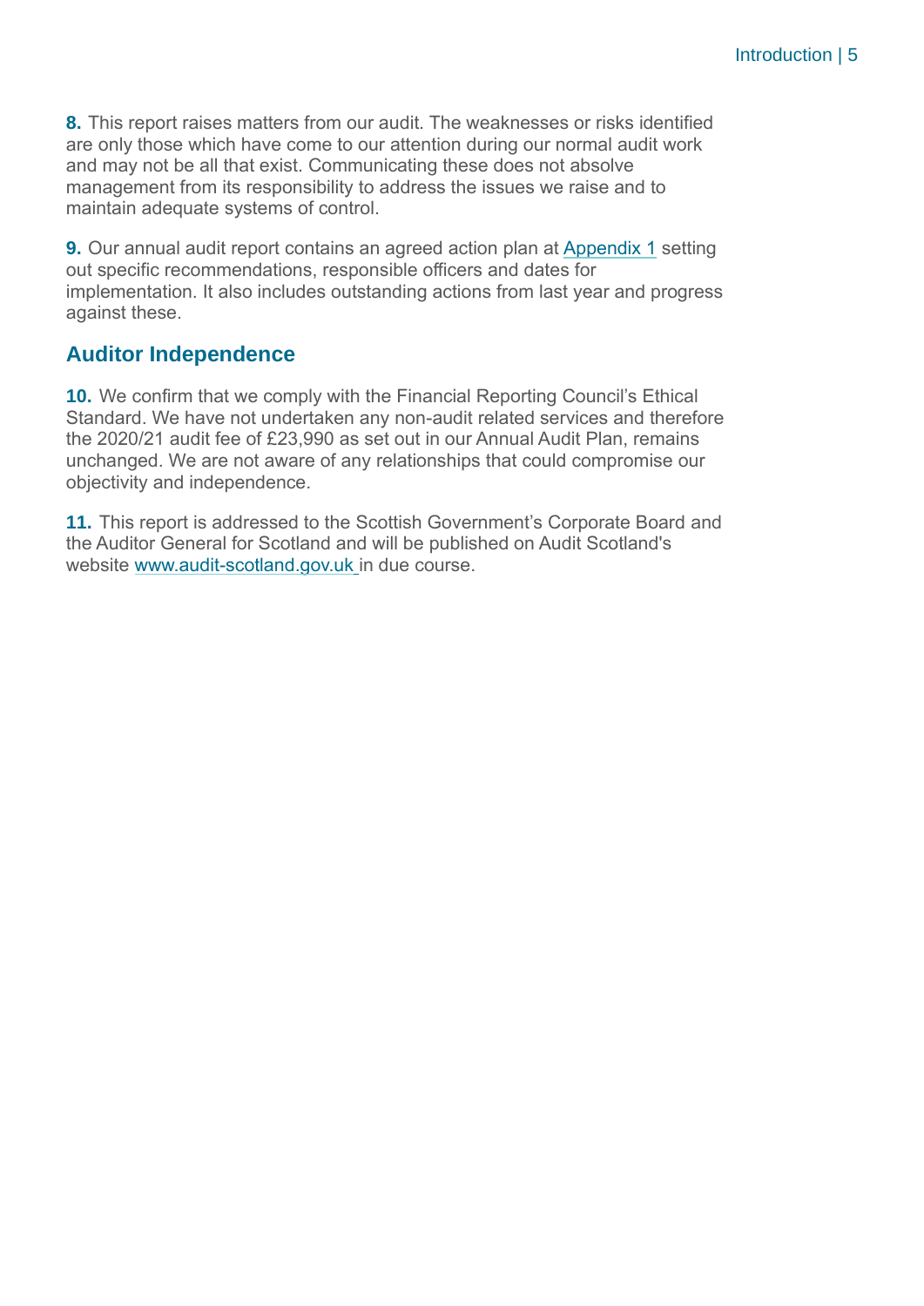**8.** This report raises matters from our audit. The weaknesses or risks identified are only those which have come to our attention during our normal audit work and may not be all that exist. Communicating these does not absolve management from its responsibility to address the issues we raise and to maintain adequate systems of control.

**9.** Our annual audit report contains an agreed action plan at Appendix 1 setting out specific recommendations, responsible officers and dates for implementation. It also includes outstanding actions from last year and progress against these.

## Auditor Independence

**10.** We confirm that we comply with the Financial Reporting Council's Ethical Standard. We have not undertaken any non-audit related services and therefore the 2020/21 audit fee of £23,990 as set out in our Annual Audit Plan, remains unchanged. We are not aware of any relationships that could compromise our objectivity and independence.

**11.** This report is addressed to the Scottish Government's Corporate Board and the Auditor General for Scotland and will be published on Audit Scotland's website www.audit-scotland.gov.uk in due course.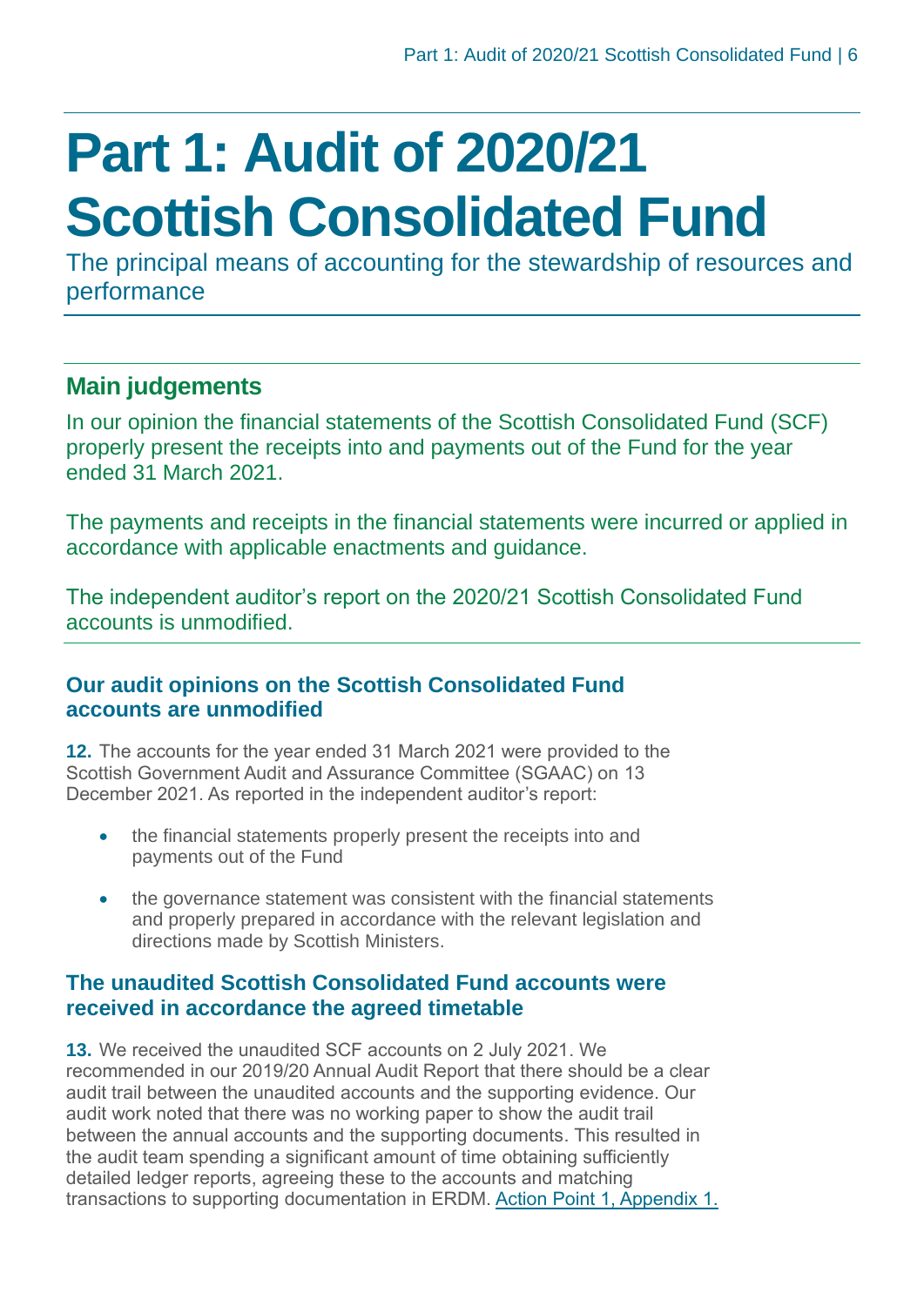# Part 1: Audit of 2020/21 Scottish Consolidated Fund

The principal means of accounting for the stewardship of resources and performance

## Main judgements

In our opinion the financial statements of the Scottish Consolidated Fund (SCF) properly present the receipts into and payments out of the Fund for the year ended 31 March 2021.

The payments and receipts in the financial statements were incurred or applied in accordance with applicable enactments and guidance.

The independent auditor's report on the 2020/21 Scottish Consolidated Fund accounts is unmodified.

### Our audit opinions on the Scottish Consolidated Fund accounts are unmodified

**12.** The accounts for the year ended 31 March 2021 were provided to the Scottish Government Audit and Assurance Committee (SGAAC) on 13 December 2021. As reported in the independent auditor's report:

- the financial statements properly present the receipts into and payments out of the Fund
- the governance statement was consistent with the financial statements and properly prepared in accordance with the relevant legislation and directions made by Scottish Ministers.

### The unaudited Scottish Consolidated Fund accounts were received in accordance the agreed timetable

**13.** We received the unaudited SCF accounts on 2 July 2021. We recommended in our 2019/20 Annual Audit Report that there should be a clear audit trail between the unaudited accounts and the supporting evidence. Our audit work noted that there was no working paper to show the audit trail between the annual accounts and the supporting documents. This resulted in the audit team spending a significant amount of time obtaining sufficiently detailed ledger reports, agreeing these to the accounts and matching transactions to supporting documentation in ERDM. Action Point 1, Appendix 1.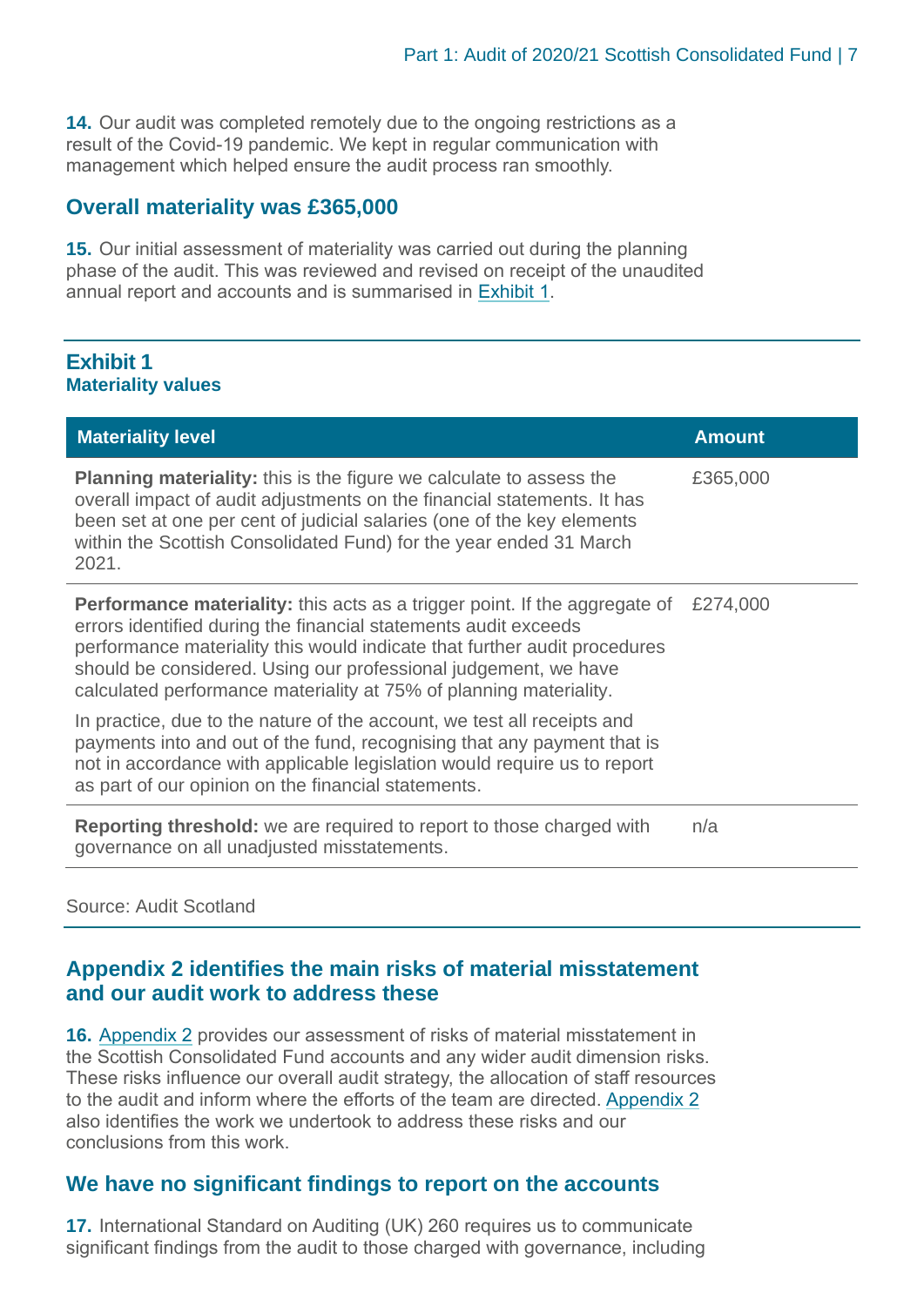**14.** Our audit was completed remotely due to the ongoing restrictions as a result of the Covid-19 pandemic. We kept in regular communication with management which helped ensure the audit process ran smoothly.

## Overall materiality was £365,000

**15.** Our initial assessment of materiality was carried out during the planning phase of the audit. This was reviewed and revised on receipt of the unaudited annual report and accounts and is summarised in Exhibit 1.

### Exhibit 1
**Materiality values**

| Materiality level | Amount |
|---|---|
| **Planning materiality:** this is the figure we calculate to assess the overall impact of audit adjustments on the financial statements. It has been set at one per cent of judicial salaries (one of the key elements within the Scottish Consolidated Fund) for the year ended 31 March 2021. | £365,000 |
| **Performance materiality:** this acts as a trigger point. If the aggregate of errors identified during the financial statements audit exceeds performance materiality this would indicate that further audit procedures should be considered. Using our professional judgement, we have calculated performance materiality at 75% of planning materiality.<br><br>In practice, due to the nature of the account, we test all receipts and payments into and out of the fund, recognising that any payment that is not in accordance with applicable legislation would require us to report as part of our opinion on the financial statements. | £274,000 |
| **Reporting threshold:** we are required to report to those charged with governance on all unadjusted misstatements. | n/a |

Source: Audit Scotland

## Appendix 2 identifies the main risks of material misstatement and our audit work to address these

**16.** Appendix 2 provides our assessment of risks of material misstatement in the Scottish Consolidated Fund accounts and any wider audit dimension risks. These risks influence our overall audit strategy, the allocation of staff resources to the audit and inform where the efforts of the team are directed. Appendix 2 also identifies the work we undertook to address these risks and our conclusions from this work.

## We have no significant findings to report on the accounts

**17.** International Standard on Auditing (UK) 260 requires us to communicate significant findings from the audit to those charged with governance, including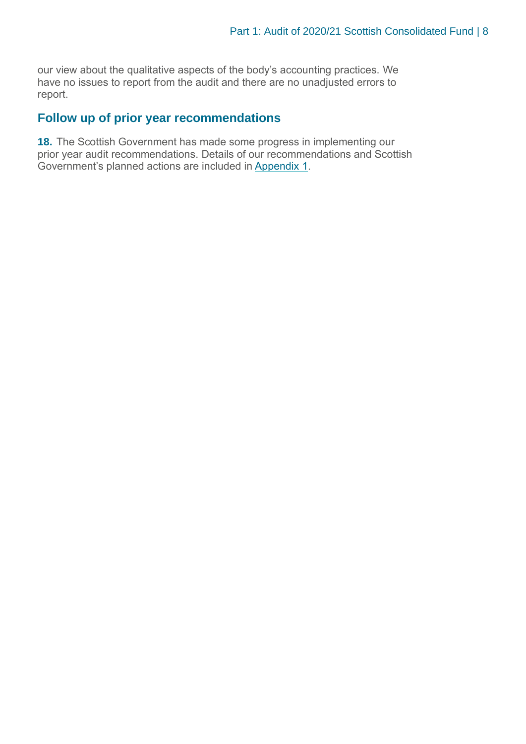our view about the qualitative aspects of the body's accounting practices. We have no issues to report from the audit and there are no unadjusted errors to report.

## Follow up of prior year recommendations

**18.** The Scottish Government has made some progress in implementing our prior year audit recommendations. Details of our recommendations and Scottish Government's planned actions are included in Appendix 1.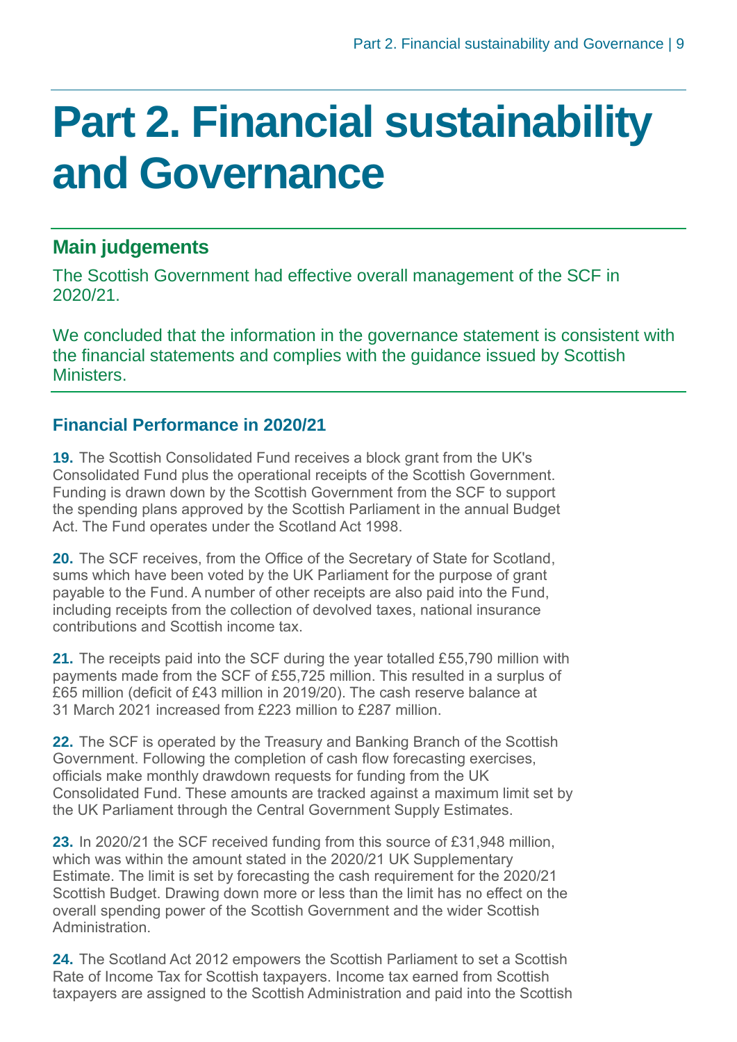# Part 2. Financial sustainability and Governance

## Main judgements

The Scottish Government had effective overall management of the SCF in 2020/21.

We concluded that the information in the governance statement is consistent with the financial statements and complies with the guidance issued by Scottish Ministers.

### Financial Performance in 2020/21

**19.** The Scottish Consolidated Fund receives a block grant from the UK's Consolidated Fund plus the operational receipts of the Scottish Government. Funding is drawn down by the Scottish Government from the SCF to support the spending plans approved by the Scottish Parliament in the annual Budget Act. The Fund operates under the Scotland Act 1998.

**20.** The SCF receives, from the Office of the Secretary of State for Scotland, sums which have been voted by the UK Parliament for the purpose of grant payable to the Fund. A number of other receipts are also paid into the Fund, including receipts from the collection of devolved taxes, national insurance contributions and Scottish income tax.

**21.** The receipts paid into the SCF during the year totalled £55,790 million with payments made from the SCF of £55,725 million. This resulted in a surplus of £65 million (deficit of £43 million in 2019/20). The cash reserve balance at 31 March 2021 increased from £223 million to £287 million.

**22.** The SCF is operated by the Treasury and Banking Branch of the Scottish Government. Following the completion of cash flow forecasting exercises, officials make monthly drawdown requests for funding from the UK Consolidated Fund. These amounts are tracked against a maximum limit set by the UK Parliament through the Central Government Supply Estimates.

**23.** In 2020/21 the SCF received funding from this source of £31,948 million, which was within the amount stated in the 2020/21 UK Supplementary Estimate. The limit is set by forecasting the cash requirement for the 2020/21 Scottish Budget. Drawing down more or less than the limit has no effect on the overall spending power of the Scottish Government and the wider Scottish Administration.

**24.** The Scotland Act 2012 empowers the Scottish Parliament to set a Scottish Rate of Income Tax for Scottish taxpayers. Income tax earned from Scottish taxpayers are assigned to the Scottish Administration and paid into the Scottish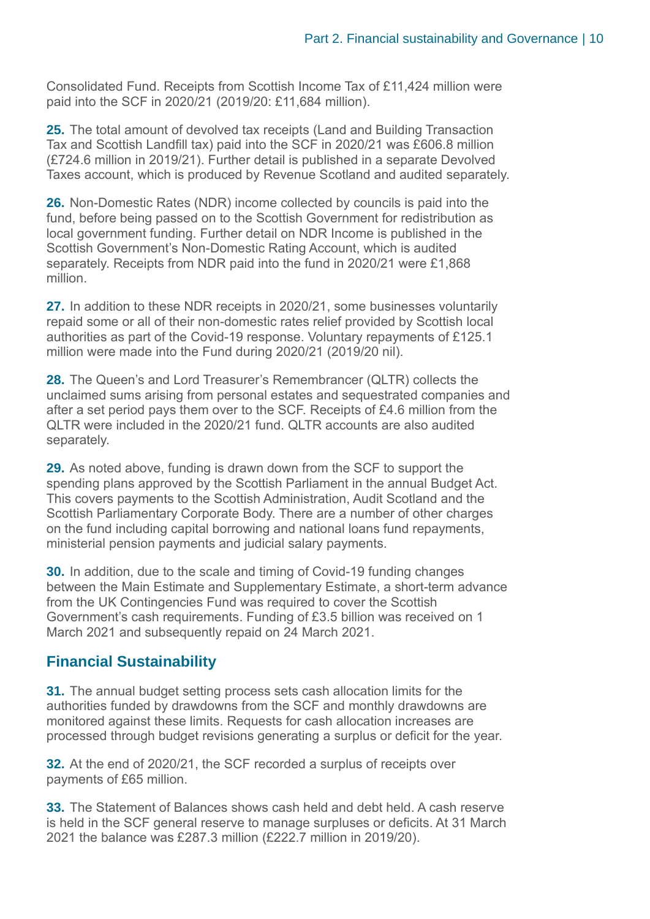Consolidated Fund. Receipts from Scottish Income Tax of £11,424 million were paid into the SCF in 2020/21 (2019/20: £11,684 million).

**25.** The total amount of devolved tax receipts (Land and Building Transaction Tax and Scottish Landfill tax) paid into the SCF in 2020/21 was £606.8 million (£724.6 million in 2019/21). Further detail is published in a separate Devolved Taxes account, which is produced by Revenue Scotland and audited separately.

**26.** Non-Domestic Rates (NDR) income collected by councils is paid into the fund, before being passed on to the Scottish Government for redistribution as local government funding. Further detail on NDR Income is published in the Scottish Government's Non-Domestic Rating Account, which is audited separately. Receipts from NDR paid into the fund in 2020/21 were £1,868 million.

**27.** In addition to these NDR receipts in 2020/21, some businesses voluntarily repaid some or all of their non-domestic rates relief provided by Scottish local authorities as part of the Covid-19 response. Voluntary repayments of £125.1 million were made into the Fund during 2020/21 (2019/20 nil).

**28.** The Queen's and Lord Treasurer's Remembrancer (QLTR) collects the unclaimed sums arising from personal estates and sequestrated companies and after a set period pays them over to the SCF. Receipts of £4.6 million from the QLTR were included in the 2020/21 fund. QLTR accounts are also audited separately.

**29.** As noted above, funding is drawn down from the SCF to support the spending plans approved by the Scottish Parliament in the annual Budget Act. This covers payments to the Scottish Administration, Audit Scotland and the Scottish Parliamentary Corporate Body. There are a number of other charges on the fund including capital borrowing and national loans fund repayments, ministerial pension payments and judicial salary payments.

**30.** In addition, due to the scale and timing of Covid-19 funding changes between the Main Estimate and Supplementary Estimate, a short-term advance from the UK Contingencies Fund was required to cover the Scottish Government's cash requirements. Funding of £3.5 billion was received on 1 March 2021 and subsequently repaid on 24 March 2021.

## Financial Sustainability

**31.** The annual budget setting process sets cash allocation limits for the authorities funded by drawdowns from the SCF and monthly drawdowns are monitored against these limits. Requests for cash allocation increases are processed through budget revisions generating a surplus or deficit for the year.

**32.** At the end of 2020/21, the SCF recorded a surplus of receipts over payments of £65 million.

**33.** The Statement of Balances shows cash held and debt held. A cash reserve is held in the SCF general reserve to manage surpluses or deficits. At 31 March 2021 the balance was £287.3 million (£222.7 million in 2019/20).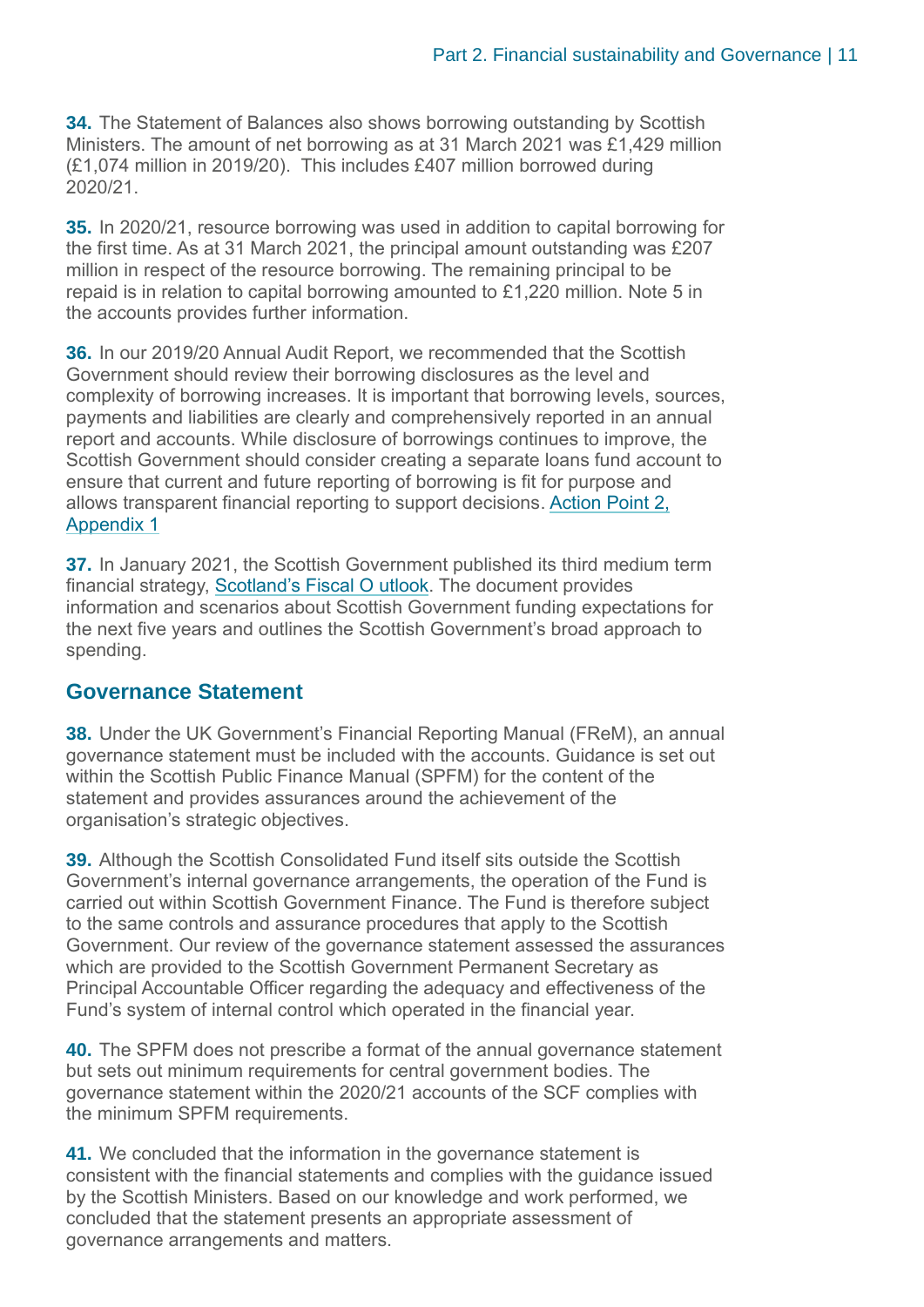**34.** The Statement of Balances also shows borrowing outstanding by Scottish Ministers. The amount of net borrowing as at 31 March 2021 was £1,429 million (£1,074 million in 2019/20). This includes £407 million borrowed during 2020/21.

**35.** In 2020/21, resource borrowing was used in addition to capital borrowing for the first time. As at 31 March 2021, the principal amount outstanding was £207 million in respect of the resource borrowing. The remaining principal to be repaid is in relation to capital borrowing amounted to £1,220 million. Note 5 in the accounts provides further information.

**36.** In our 2019/20 Annual Audit Report, we recommended that the Scottish Government should review their borrowing disclosures as the level and complexity of borrowing increases. It is important that borrowing levels, sources, payments and liabilities are clearly and comprehensively reported in an annual report and accounts. While disclosure of borrowings continues to improve, the Scottish Government should consider creating a separate loans fund account to ensure that current and future reporting of borrowing is fit for purpose and allows transparent financial reporting to support decisions. Action Point 2, Appendix 1

**37.** In January 2021, the Scottish Government published its third medium term financial strategy, Scotland's Fiscal O utlook. The document provides information and scenarios about Scottish Government funding expectations for the next five years and outlines the Scottish Government's broad approach to spending.

## Governance Statement

**38.** Under the UK Government's Financial Reporting Manual (FReM), an annual governance statement must be included with the accounts. Guidance is set out within the Scottish Public Finance Manual (SPFM) for the content of the statement and provides assurances around the achievement of the organisation's strategic objectives.

**39.** Although the Scottish Consolidated Fund itself sits outside the Scottish Government's internal governance arrangements, the operation of the Fund is carried out within Scottish Government Finance. The Fund is therefore subject to the same controls and assurance procedures that apply to the Scottish Government. Our review of the governance statement assessed the assurances which are provided to the Scottish Government Permanent Secretary as Principal Accountable Officer regarding the adequacy and effectiveness of the Fund's system of internal control which operated in the financial year.

**40.** The SPFM does not prescribe a format of the annual governance statement but sets out minimum requirements for central government bodies. The governance statement within the 2020/21 accounts of the SCF complies with the minimum SPFM requirements.

**41.** We concluded that the information in the governance statement is consistent with the financial statements and complies with the guidance issued by the Scottish Ministers. Based on our knowledge and work performed, we concluded that the statement presents an appropriate assessment of governance arrangements and matters.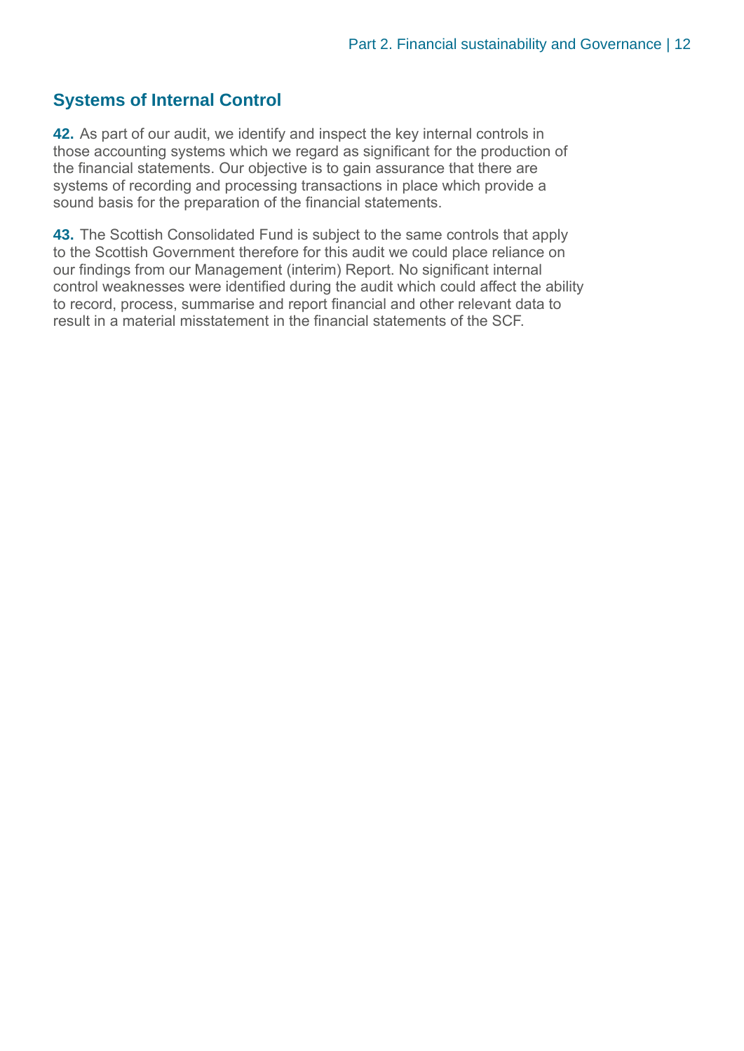## Systems of Internal Control

**42.** As part of our audit, we identify and inspect the key internal controls in those accounting systems which we regard as significant for the production of the financial statements. Our objective is to gain assurance that there are systems of recording and processing transactions in place which provide a sound basis for the preparation of the financial statements.

**43.** The Scottish Consolidated Fund is subject to the same controls that apply to the Scottish Government therefore for this audit we could place reliance on our findings from our Management (interim) Report. No significant internal control weaknesses were identified during the audit which could affect the ability to record, process, summarise and report financial and other relevant data to result in a material misstatement in the financial statements of the SCF.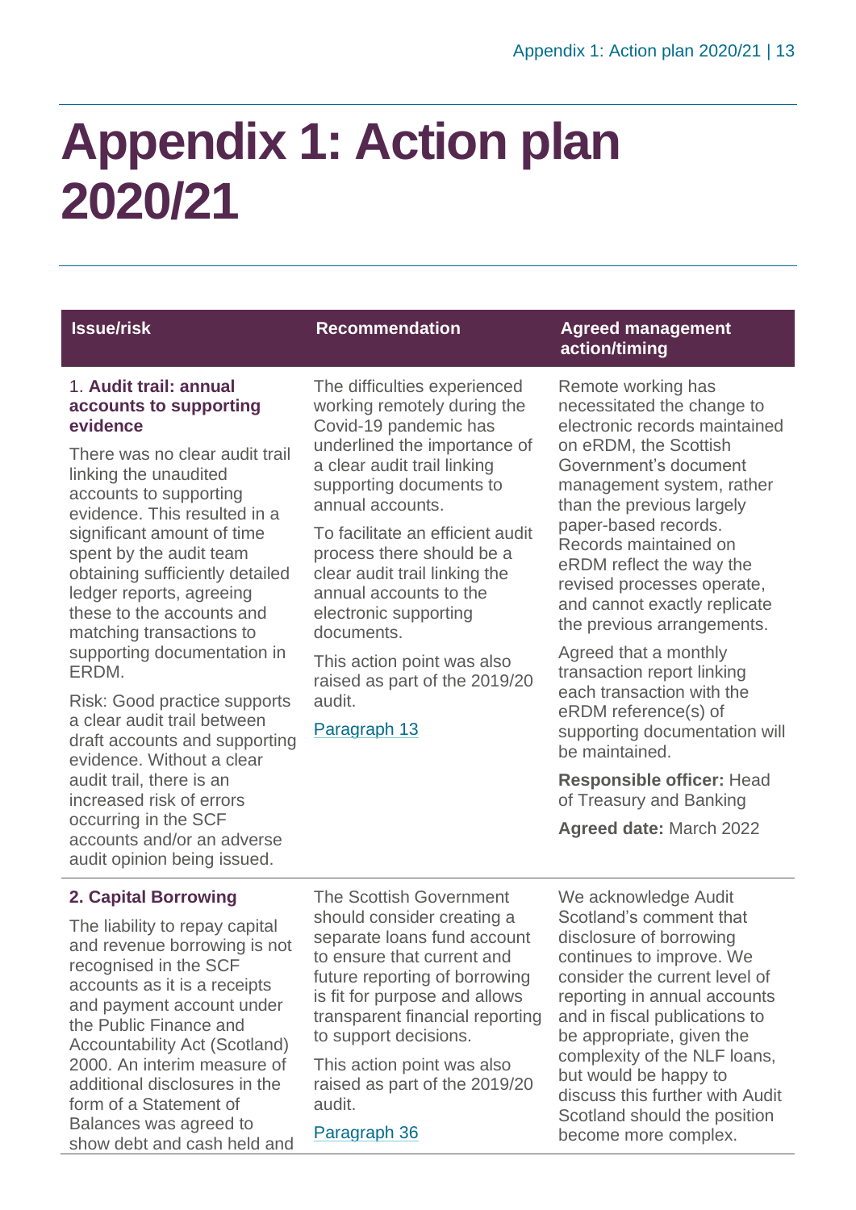# Appendix 1: Action plan 2020/21

| Issue/risk | Recommendation | Agreed management action/timing |
|---|---|---|
| 1. **Audit trail: annual accounts to supporting evidence**<br><br>There was no clear audit trail linking the unaudited accounts to supporting evidence. This resulted in a significant amount of time spent by the audit team obtaining sufficiently detailed ledger reports, agreeing these to the accounts and matching transactions to supporting documentation in ERDM.<br><br>Risk: Good practice supports a clear audit trail between draft accounts and supporting evidence. Without a clear audit trail, there is an increased risk of errors occurring in the SCF accounts and/or an adverse audit opinion being issued. | The difficulties experienced working remotely during the Covid-19 pandemic has underlined the importance of a clear audit trail linking supporting documents to annual accounts.<br><br>To facilitate an efficient audit process there should be a clear audit trail linking the annual accounts to the electronic supporting documents.<br><br>This action point was also raised as part of the 2019/20 audit.<br><br>Paragraph 13 | Remote working has necessitated the change to electronic records maintained on eRDM, the Scottish Government's document management system, rather than the previous largely paper-based records. Records maintained on eRDM reflect the way the revised processes operate, and cannot exactly replicate the previous arrangements.<br><br>Agreed that a monthly transaction report linking each transaction with the eRDM reference(s) of supporting documentation will be maintained.<br><br>**Responsible officer:** Head of Treasury and Banking<br><br>**Agreed date:** March 2022 |
| **2. Capital Borrowing**<br><br>The liability to repay capital and revenue borrowing is not recognised in the SCF accounts as it is a receipts and payment account under the Public Finance and Accountability Act (Scotland) 2000. An interim measure of additional disclosures in the form of a Statement of Balances was agreed to show debt and cash held and | The Scottish Government should consider creating a separate loans fund account to ensure that current and future reporting of borrowing is fit for purpose and allows transparent financial reporting to support decisions.<br><br>This action point was also raised as part of the 2019/20 audit.<br><br>Paragraph 36 | We acknowledge Audit Scotland's comment that disclosure of borrowing continues to improve. We consider the current level of reporting in annual accounts and in fiscal publications to be appropriate, given the complexity of the NLF loans, but would be happy to discuss this further with Audit Scotland should the position become more complex. |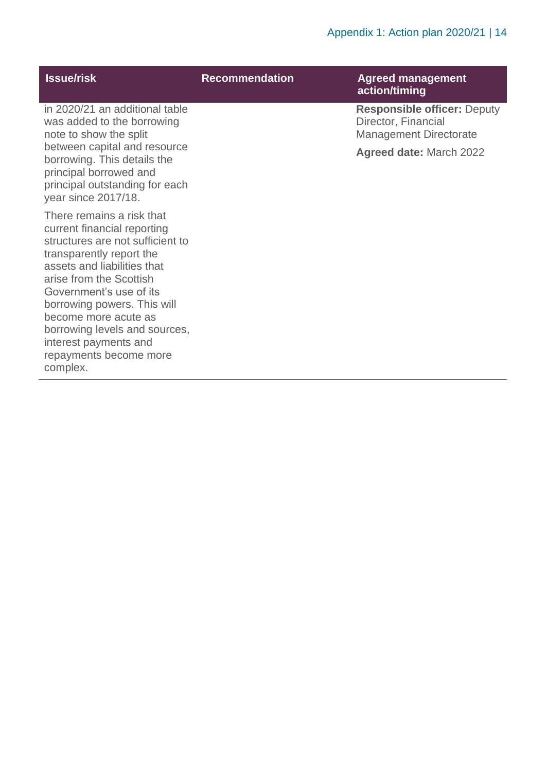| Issue/risk | Recommendation | Agreed management action/timing |
|---|---|---|
| in 2020/21 an additional table was added to the borrowing note to show the split between capital and resource borrowing. This details the principal borrowed and principal outstanding for each year since 2017/18.<br><br>There remains a risk that current financial reporting structures are not sufficient to transparently report the assets and liabilities that arise from the Scottish Government's use of its borrowing powers. This will become more acute as borrowing levels and sources, interest payments and repayments become more complex. | | **Responsible officer:** Deputy Director, Financial Management Directorate<br><br>**Agreed date:** March 2022 |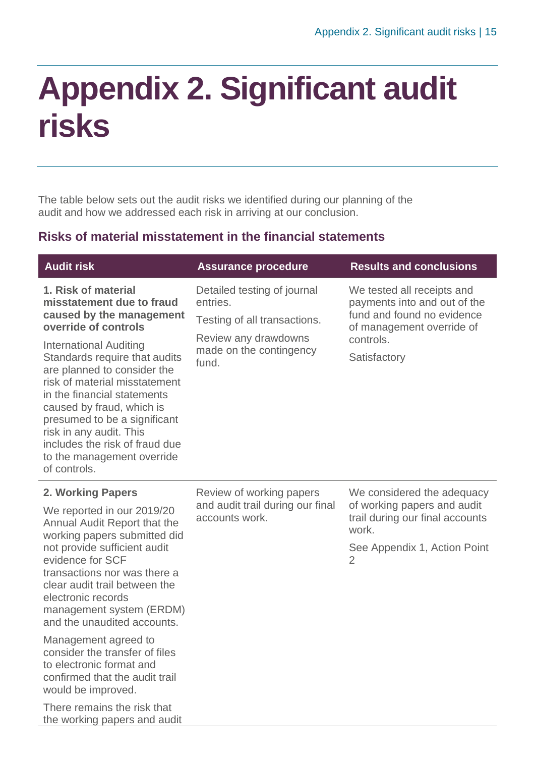# Appendix 2. Significant audit risks

The table below sets out the audit risks we identified during our planning of the audit and how we addressed each risk in arriving at our conclusion.

## Risks of material misstatement in the financial statements

| Audit risk | Assurance procedure | Results and conclusions |
| --- | --- | --- |
| **1. Risk of material misstatement due to fraud caused by the management override of controls**<br><br>International Auditing Standards require that audits are planned to consider the risk of material misstatement in the financial statements caused by fraud, which is presumed to be a significant risk in any audit. This includes the risk of fraud due to the management override of controls. | Detailed testing of journal entries.<br><br>Testing of all transactions.<br><br>Review any drawdowns made on the contingency fund. | We tested all receipts and payments into and out of the fund and found no evidence of management override of controls.<br><br>Satisfactory |
| **2. Working Papers**<br><br>We reported in our 2019/20 Annual Audit Report that the working papers submitted did not provide sufficient audit evidence for SCF transactions nor was there a clear audit trail between the electronic records management system (ERDM) and the unaudited accounts.<br><br>Management agreed to consider the transfer of files to electronic format and confirmed that the audit trail would be improved.<br><br>There remains the risk that the working papers and audit | Review of working papers and audit trail during our final accounts work. | We considered the adequacy of working papers and audit trail during our final accounts work.<br><br>See Appendix 1, Action Point 2 |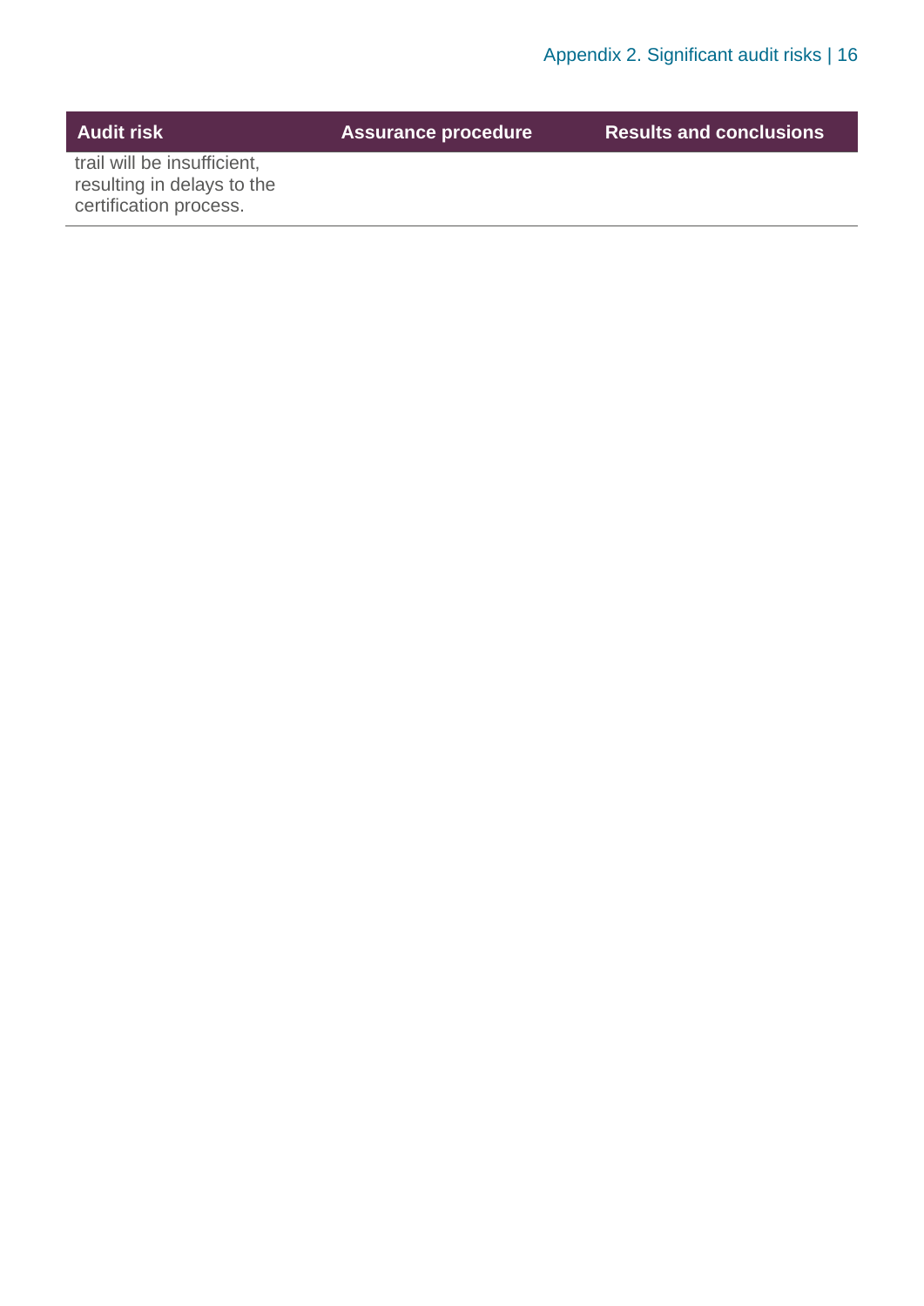| Audit risk | Assurance procedure | Results and conclusions |
| --- | --- | --- |
| trail will be insufficient, resulting in delays to the certification process. | | |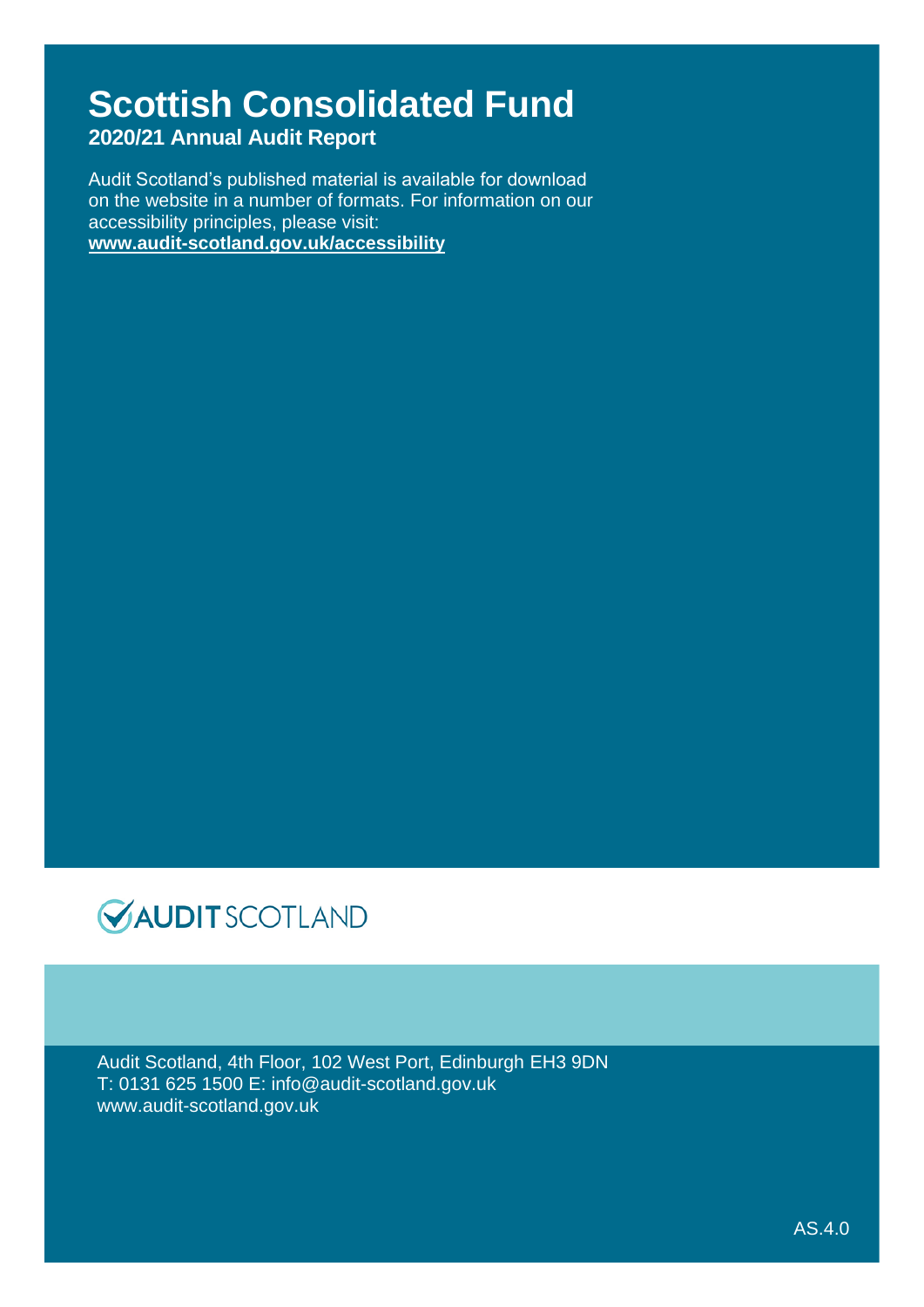# Scottish Consolidated Fund

## 2020/21 Annual Audit Report

Audit Scotland's published material is available for download on the website in a number of formats. For information on our accessibility principles, please visit:
**www.audit-scotland.gov.uk/accessibility**

AUDIT SCOTLAND

Audit Scotland, 4th Floor, 102 West Port, Edinburgh EH3 9DN
T: 0131 625 1500 E: info@audit-scotland.gov.uk
www.audit-scotland.gov.uk

AS.4.0